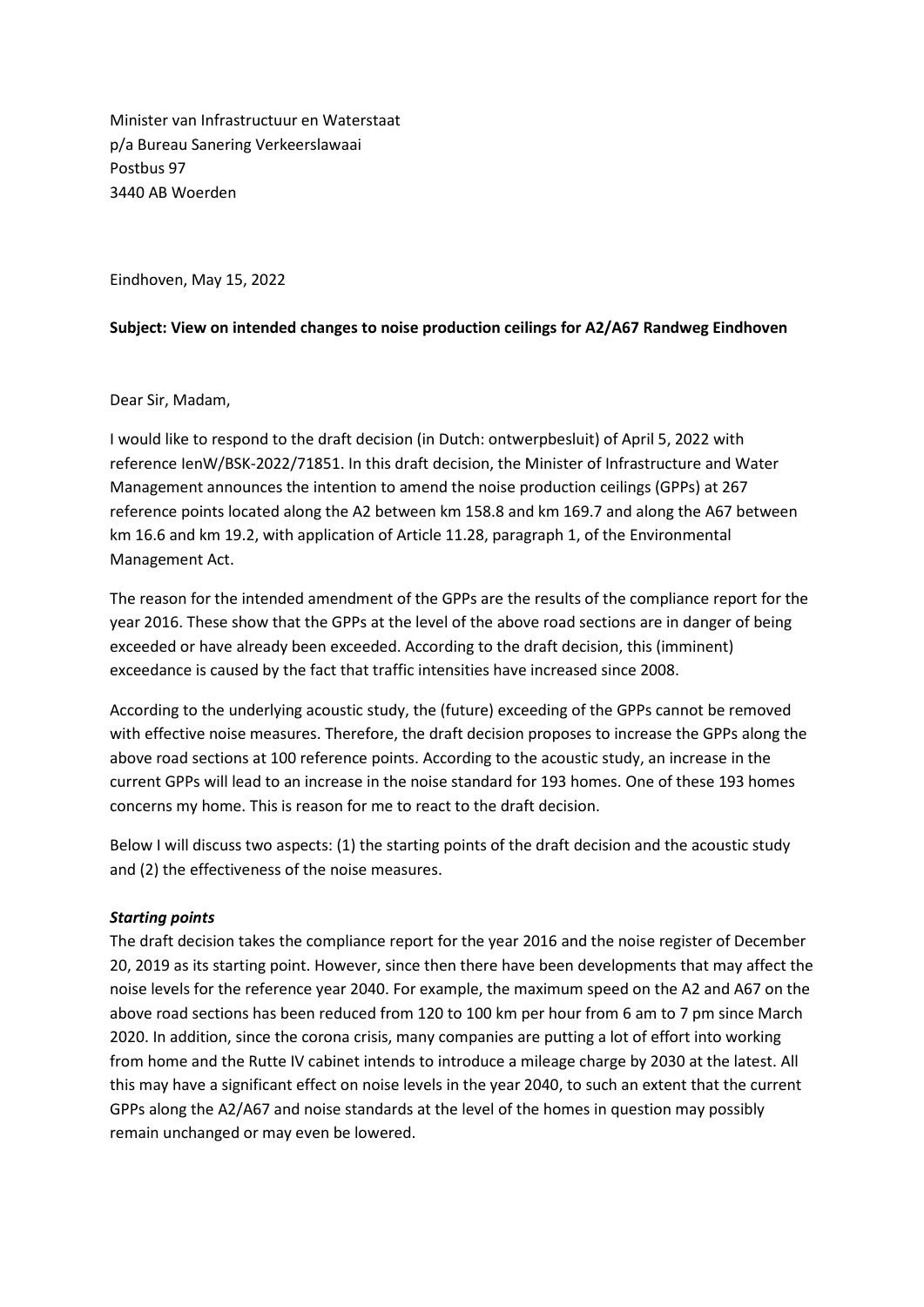Minister van Infrastructuur en Waterstaat
p/a Bureau Sanering Verkeerslawaai
Postbus 97
3440 AB Woerden

Eindhoven, May 15, 2022

**Subject: View on intended changes to noise production ceilings for A2/A67 Randweg Eindhoven**

Dear Sir, Madam,

I would like to respond to the draft decision (in Dutch: ontwerpbesluit) of April 5, 2022 with reference IenW/BSK-2022/71851. In this draft decision, the Minister of Infrastructure and Water Management announces the intention to amend the noise production ceilings (GPPs) at 267 reference points located along the A2 between km 158.8 and km 169.7 and along the A67 between km 16.6 and km 19.2, with application of Article 11.28, paragraph 1, of the Environmental Management Act.

The reason for the intended amendment of the GPPs are the results of the compliance report for the year 2016. These show that the GPPs at the level of the above road sections are in danger of being exceeded or have already been exceeded. According to the draft decision, this (imminent) exceedance is caused by the fact that traffic intensities have increased since 2008.

According to the underlying acoustic study, the (future) exceeding of the GPPs cannot be removed with effective noise measures. Therefore, the draft decision proposes to increase the GPPs along the above road sections at 100 reference points. According to the acoustic study, an increase in the current GPPs will lead to an increase in the noise standard for 193 homes. One of these 193 homes concerns my home. This is reason for me to react to the draft decision.

Below I will discuss two aspects: (1) the starting points of the draft decision and the acoustic study and (2) the effectiveness of the noise measures.

***Starting points***

The draft decision takes the compliance report for the year 2016 and the noise register of December 20, 2019 as its starting point. However, since then there have been developments that may affect the noise levels for the reference year 2040. For example, the maximum speed on the A2 and A67 on the above road sections has been reduced from 120 to 100 km per hour from 6 am to 7 pm since March 2020. In addition, since the corona crisis, many companies are putting a lot of effort into working from home and the Rutte IV cabinet intends to introduce a mileage charge by 2030 at the latest. All this may have a significant effect on noise levels in the year 2040, to such an extent that the current GPPs along the A2/A67 and noise standards at the level of the homes in question may possibly remain unchanged or may even be lowered.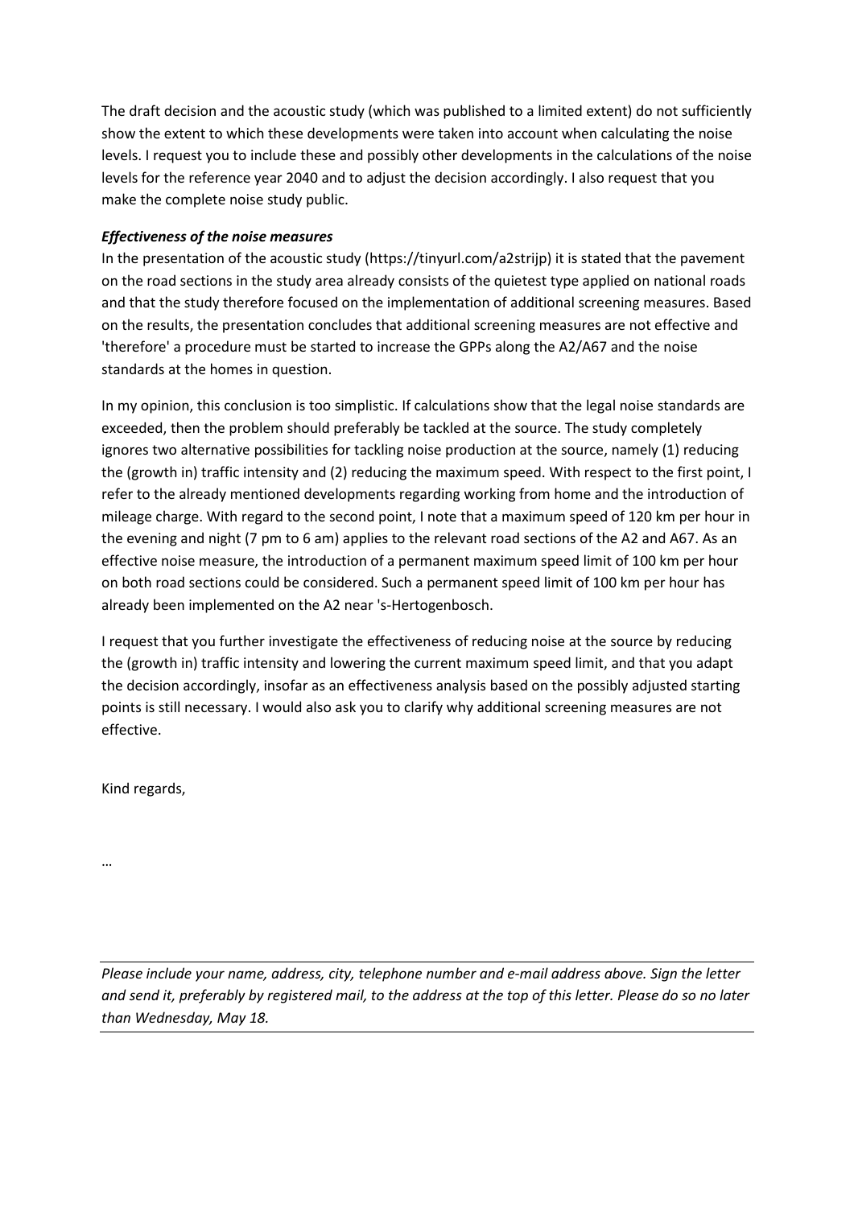The draft decision and the acoustic study (which was published to a limited extent) do not sufficiently show the extent to which these developments were taken into account when calculating the noise levels. I request you to include these and possibly other developments in the calculations of the noise levels for the reference year 2040 and to adjust the decision accordingly. I also request that you make the complete noise study public.

***Effectiveness of the noise measures***

In the presentation of the acoustic study (https://tinyurl.com/a2strijp) it is stated that the pavement on the road sections in the study area already consists of the quietest type applied on national roads and that the study therefore focused on the implementation of additional screening measures. Based on the results, the presentation concludes that additional screening measures are not effective and 'therefore' a procedure must be started to increase the GPPs along the A2/A67 and the noise standards at the homes in question.

In my opinion, this conclusion is too simplistic. If calculations show that the legal noise standards are exceeded, then the problem should preferably be tackled at the source. The study completely ignores two alternative possibilities for tackling noise production at the source, namely (1) reducing the (growth in) traffic intensity and (2) reducing the maximum speed. With respect to the first point, I refer to the already mentioned developments regarding working from home and the introduction of mileage charge. With regard to the second point, I note that a maximum speed of 120 km per hour in the evening and night (7 pm to 6 am) applies to the relevant road sections of the A2 and A67. As an effective noise measure, the introduction of a permanent maximum speed limit of 100 km per hour on both road sections could be considered. Such a permanent speed limit of 100 km per hour has already been implemented on the A2 near 's-Hertogenbosch.

I request that you further investigate the effectiveness of reducing noise at the source by reducing the (growth in) traffic intensity and lowering the current maximum speed limit, and that you adapt the decision accordingly, insofar as an effectiveness analysis based on the possibly adjusted starting points is still necessary. I would also ask you to clarify why additional screening measures are not effective.

Kind regards,

…

---

*Please include your name, address, city, telephone number and e-mail address above. Sign the letter and send it, preferably by registered mail, to the address at the top of this letter. Please do so no later than Wednesday, May 18.*

---